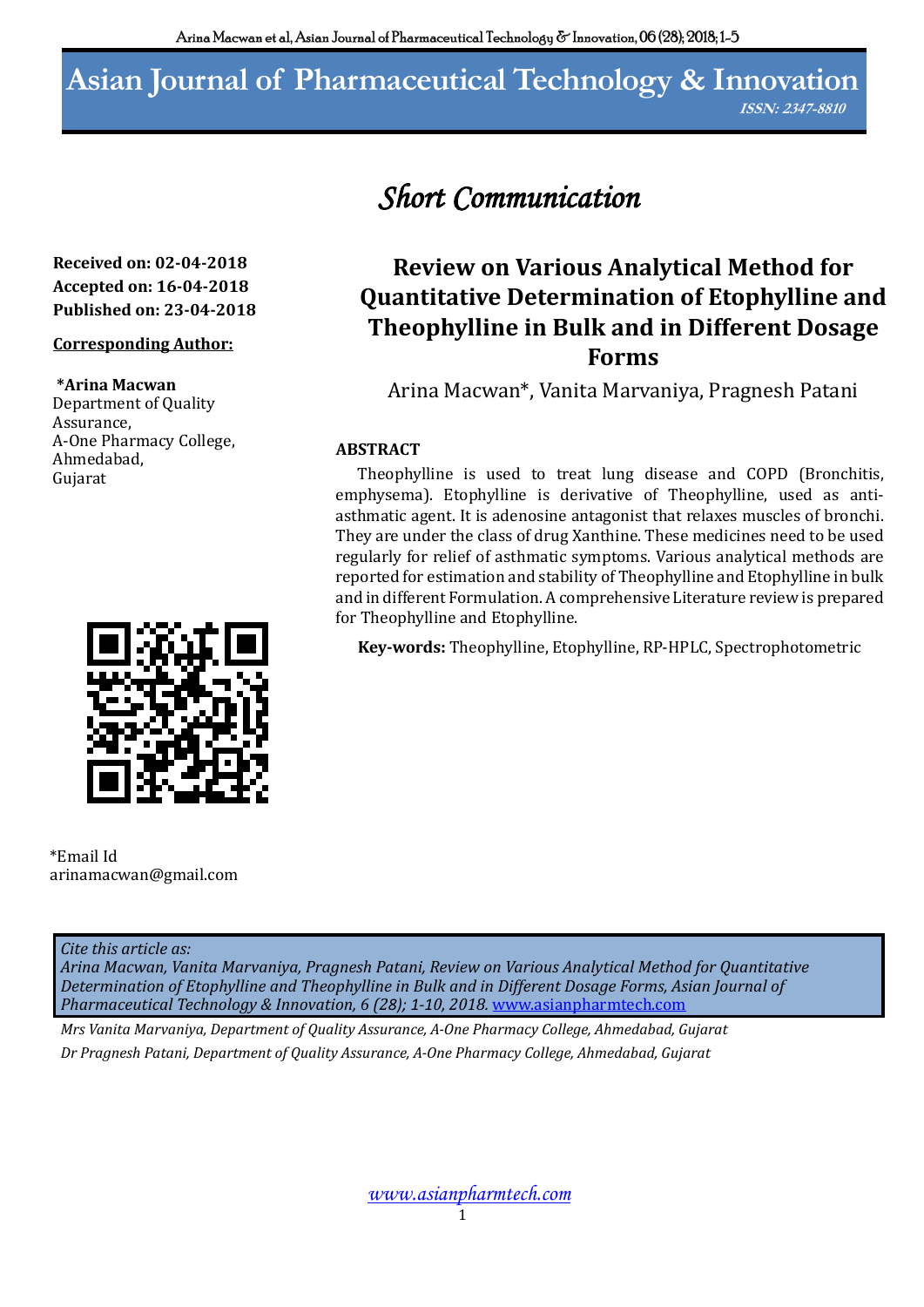# Short Communication

**Received on: 02-04-2018**
**Accepted on: 16-04-2018**
**Published on: 23-04-2018**

**Corresponding Author:**

**\*Arina Macwan**
Department of Quality Assurance,
A-One Pharmacy College,
Ahmedabad,
Gujarat

\*Email Id
arinamacwan@gmail.com

## Review on Various Analytical Method for Quantitative Determination of Etophylline and Theophylline in Bulk and in Different Dosage Forms

Arina Macwan\*, Vanita Marvaniya, Pragnesh Patani

### ABSTRACT

Theophylline is used to treat lung disease and COPD (Bronchitis, emphysema). Etophylline is derivative of Theophylline, used as anti-asthmatic agent. It is adenosine antagonist that relaxes muscles of bronchi. They are under the class of drug Xanthine. These medicines need to be used regularly for relief of asthmatic symptoms. Various analytical methods are reported for estimation and stability of Theophylline and Etophylline in bulk and in different Formulation. A comprehensive Literature review is prepared for Theophylline and Etophylline.

**Key-words:** Theophylline, Etophylline, RP-HPLC, Spectrophotometric

*Cite this article as:*
*Arina Macwan, Vanita Marvaniya, Pragnesh Patani, Review on Various Analytical Method for Quantitative Determination of Etophylline and Theophylline in Bulk and in Different Dosage Forms, Asian Journal of Pharmaceutical Technology & Innovation, 6 (28); 1-10, 2018.* www.asianpharmtech.com

*Mrs Vanita Marvaniya, Department of Quality Assurance, A-One Pharmacy College, Ahmedabad, Gujarat*
*Dr Pragnesh Patani, Department of Quality Assurance, A-One Pharmacy College, Ahmedabad, Gujarat*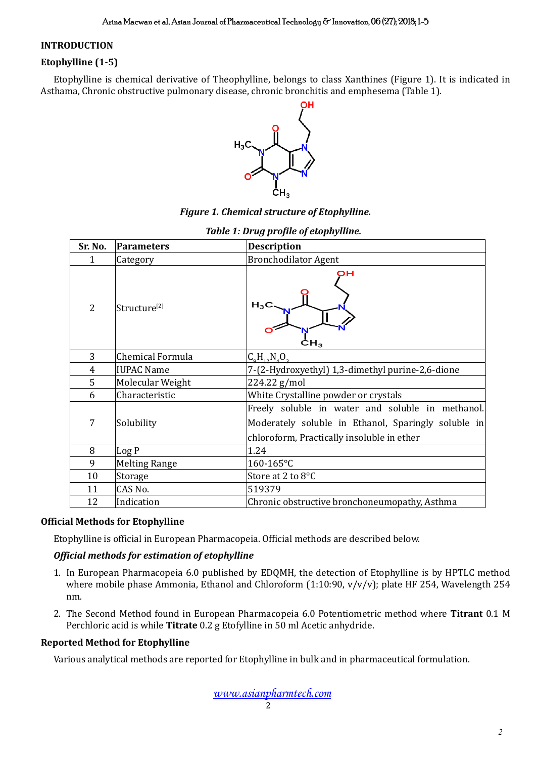## INTRODUCTION

### Etophylline (1-5)

Etophylline is chemical derivative of Theophylline, belongs to class Xanthines (Figure 1). It is indicated in Asthama, Chronic obstructive pulmonary disease, chronic bronchitis and emphesema (Table 1).

***Figure 1. Chemical structure of Etophylline.***

***Table 1: Drug profile of etophylline.***

| Sr. No. | Parameters | Description |
|---|---|---|
| 1 | Category | Bronchodilator Agent |
| 2 | Structure[2] | |
| 3 | Chemical Formula | $C_9H_{12}N_4O_3$ |
| 4 | IUPAC Name | 7-(2-Hydroxyethyl) 1,3-dimethyl purine-2,6-dione |
| 5 | Molecular Weight | 224.22 g/mol |
| 6 | Characteristic | White Crystalline powder or crystals |
| 7 | Solubility | Freely soluble in water and soluble in methanol. Moderately soluble in Ethanol, Sparingly soluble in chloroform, Practically insoluble in ether |
| 8 | Log P | 1.24 |
| 9 | Melting Range | 160-165°C |
| 10 | Storage | Store at 2 to 8°C |
| 11 | CAS No. | 519379 |
| 12 | Indication | Chronic obstructive bronchoneumopathy, Asthma |

### Official Methods for Etophylline

Etophylline is official in European Pharmacopeia. Official methods are described below.

***Official methods for estimation of etophylline***

1. In European Pharmacopeia 6.0 published by EDQMH, the detection of Etophylline is by HPTLC method where mobile phase Ammonia, Ethanol and Chloroform (1:10:90, v/v/v); plate HF 254, Wavelength 254 nm.
2. The Second Method found in European Pharmacopeia 6.0 Potentiometric method where **Titrant** 0.1 M Perchloric acid is while **Titrate** 0.2 g Etofylline in 50 ml Acetic anhydride.

### Reported Method for Etophylline

Various analytical methods are reported for Etophylline in bulk and in pharmaceutical formulation.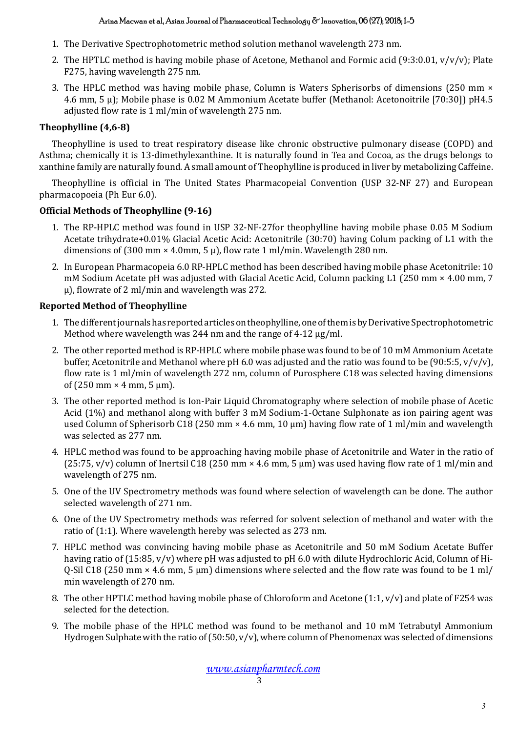1. The Derivative Spectrophotometric method solution methanol wavelength 273 nm.
2. The HPTLC method is having mobile phase of Acetone, Methanol and Formic acid (9:3:0.01, v/v/v); Plate F275, having wavelength 275 nm.
3. The HPLC method was having mobile phase, Column is Waters Spherisorbs of dimensions (250 mm × 4.6 mm, 5 µ); Mobile phase is 0.02 M Ammonium Acetate buffer (Methanol: Acetonoitrile [70:30]) pH4.5 adjusted flow rate is 1 ml/min of wavelength 275 nm.

### Theophylline (4,6-8)

Theophylline is used to treat respiratory disease like chronic obstructive pulmonary disease (COPD) and Asthma; chemically it is 13-dimethylexanthine. It is naturally found in Tea and Cocoa, as the drugs belongs to xanthine family are naturally found. A small amount of Theophylline is produced in liver by metabolizing Caffeine.

Theophylline is official in The United States Pharmacopeial Convention (USP 32-NF 27) and European pharmacopoeia (Ph Eur 6.0).

### Official Methods of Theophylline (9-16)

1. The RP-HPLC method was found in USP 32-NF-27for theophylline having mobile phase 0.05 M Sodium Acetate trihydrate+0.01% Glacial Acetic Acid: Acetonitrile (30:70) having Colum packing of L1 with the dimensions of (300 mm × 4.0mm, 5 µ), flow rate 1 ml/min. Wavelength 280 nm.
2. In European Pharmacopeia 6.0 RP-HPLC method has been described having mobile phase Acetonitrile: 10 mM Sodium Acetate pH was adjusted with Glacial Acetic Acid, Column packing L1 (250 mm × 4.00 mm, 7 µ), flowrate of 2 ml/min and wavelength was 272.

### Reported Method of Theophylline

1. The different journals has reported articles on theophylline, one of them is by Derivative Spectrophotometric Method where wavelength was 244 nm and the range of 4-12 µg/ml.
2. The other reported method is RP-HPLC where mobile phase was found to be of 10 mM Ammonium Acetate buffer, Acetonitrile and Methanol where pH 6.0 was adjusted and the ratio was found to be (90:5:5, v/v/v), flow rate is 1 ml/min of wavelength 272 nm, column of Purosphere C18 was selected having dimensions of (250 mm × 4 mm, 5 µm).
3. The other reported method is Ion-Pair Liquid Chromatography where selection of mobile phase of Acetic Acid (1%) and methanol along with buffer 3 mM Sodium-1-Octane Sulphonate as ion pairing agent was used Column of Spherisorb C18 (250 mm × 4.6 mm, 10 µm) having flow rate of 1 ml/min and wavelength was selected as 277 nm.
4. HPLC method was found to be approaching having mobile phase of Acetonitrile and Water in the ratio of (25:75, v/v) column of Inertsil C18 (250 mm × 4.6 mm, 5 µm) was used having flow rate of 1 ml/min and wavelength of 275 nm.
5. One of the UV Spectrometry methods was found where selection of wavelength can be done. The author selected wavelength of 271 nm.
6. One of the UV Spectrometry methods was referred for solvent selection of methanol and water with the ratio of (1:1). Where wavelength hereby was selected as 273 nm.
7. HPLC method was convincing having mobile phase as Acetonitrile and 50 mM Sodium Acetate Buffer having ratio of (15:85, v/v) where pH was adjusted to pH 6.0 with dilute Hydrochloric Acid, Column of Hi-Q-Sil C18 (250 mm × 4.6 mm, 5 µm) dimensions where selected and the flow rate was found to be 1 ml/min wavelength of 270 nm.
8. The other HPTLC method having mobile phase of Chloroform and Acetone (1:1, v/v) and plate of F254 was selected for the detection.
9. The mobile phase of the HPLC method was found to be methanol and 10 mM Tetrabutyl Ammonium Hydrogen Sulphate with the ratio of (50:50, v/v), where column of Phenomenax was selected of dimensions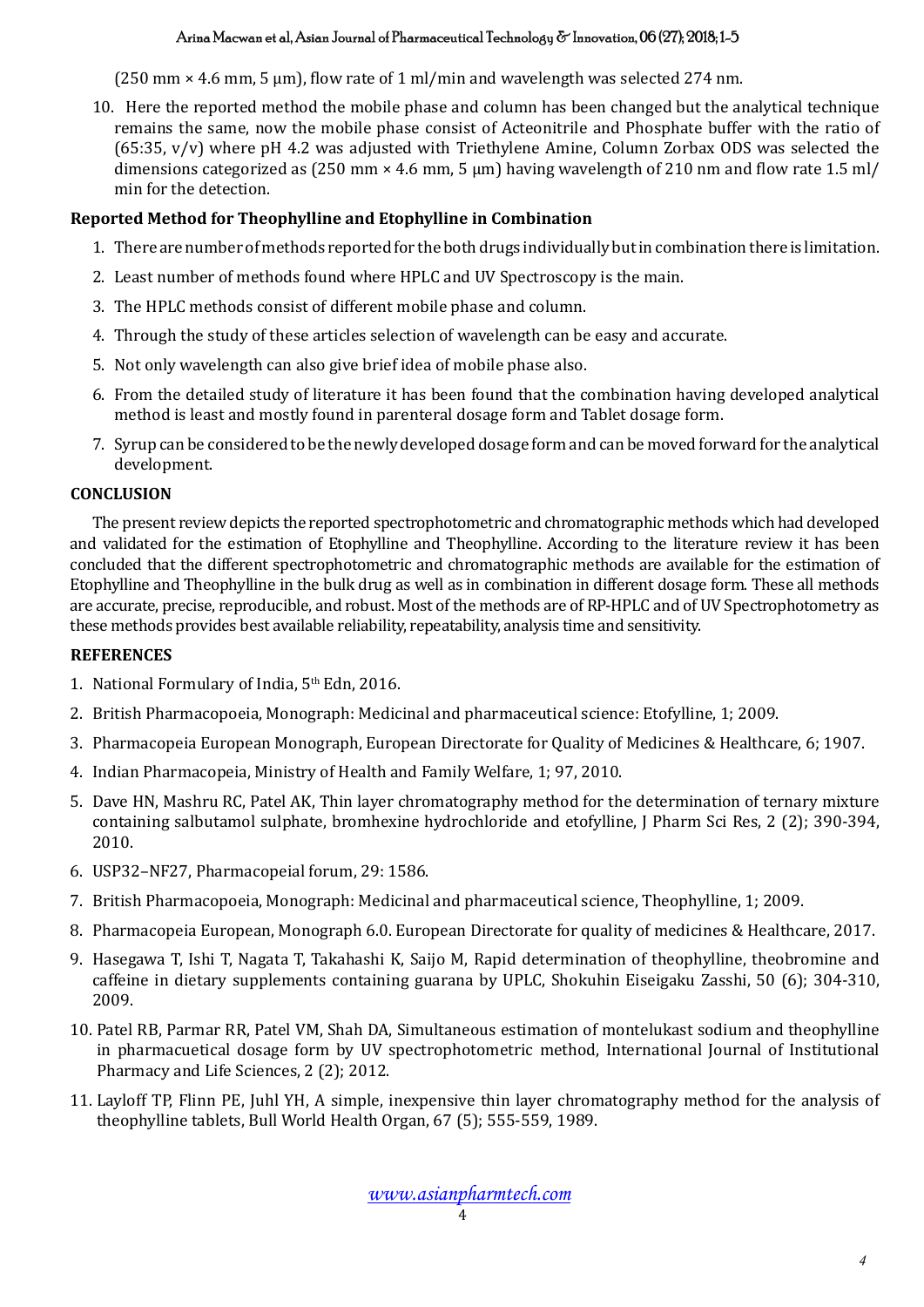(250 mm × 4.6 mm, 5 μm), flow rate of 1 ml/min and wavelength was selected 274 nm.

10. Here the reported method the mobile phase and column has been changed but the analytical technique remains the same, now the mobile phase consist of Acteonitrile and Phosphate buffer with the ratio of (65:35, v/v) where pH 4.2 was adjusted with Triethylene Amine, Column Zorbax ODS was selected the dimensions categorized as (250 mm × 4.6 mm, 5 μm) having wavelength of 210 nm and flow rate 1.5 ml/min for the detection.

### Reported Method for Theophylline and Etophylline in Combination

1. There are number of methods reported for the both drugs individually but in combination there is limitation.
2. Least number of methods found where HPLC and UV Spectroscopy is the main.
3. The HPLC methods consist of different mobile phase and column.
4. Through the study of these articles selection of wavelength can be easy and accurate.
5. Not only wavelength can also give brief idea of mobile phase also.
6. From the detailed study of literature it has been found that the combination having developed analytical method is least and mostly found in parenteral dosage form and Tablet dosage form.
7. Syrup can be considered to be the newly developed dosage form and can be moved forward for the analytical development.

## CONCLUSION

The present review depicts the reported spectrophotometric and chromatographic methods which had developed and validated for the estimation of Etophylline and Theophylline. According to the literature review it has been concluded that the different spectrophotometric and chromatographic methods are available for the estimation of Etophylline and Theophylline in the bulk drug as well as in combination in different dosage form. These all methods are accurate, precise, reproducible, and robust. Most of the methods are of RP-HPLC and of UV Spectrophotometry as these methods provides best available reliability, repeatability, analysis time and sensitivity.

## REFERENCES

1. National Formulary of India, 5th Edn, 2016.
2. British Pharmacopoeia, Monograph: Medicinal and pharmaceutical science: Etofylline, 1; 2009.
3. Pharmacopeia European Monograph, European Directorate for Quality of Medicines & Healthcare, 6; 1907.
4. Indian Pharmacopeia, Ministry of Health and Family Welfare, 1; 97, 2010.
5. Dave HN, Mashru RC, Patel AK, Thin layer chromatography method for the determination of ternary mixture containing salbutamol sulphate, bromhexine hydrochloride and etofylline, J Pharm Sci Res, 2 (2); 390-394, 2010.
6. USP32–NF27, Pharmacopeial forum, 29: 1586.
7. British Pharmacopoeia, Monograph: Medicinal and pharmaceutical science, Theophylline, 1; 2009.
8. Pharmacopeia European, Monograph 6.0. European Directorate for quality of medicines & Healthcare, 2017.
9. Hasegawa T, Ishi T, Nagata T, Takahashi K, Saijo M, Rapid determination of theophylline, theobromine and caffeine in dietary supplements containing guarana by UPLC, Shokuhin Eiseigaku Zasshi, 50 (6); 304-310, 2009.
10. Patel RB, Parmar RR, Patel VM, Shah DA, Simultaneous estimation of montelukast sodium and theophylline in pharmacuetical dosage form by UV spectrophotometric method, International Journal of Institutional Pharmacy and Life Sciences, 2 (2); 2012.
11. Layloff TP, Flinn PE, Juhl YH, A simple, inexpensive thin layer chromatography method for the analysis of theophylline tablets, Bull World Health Organ, 67 (5); 555-559, 1989.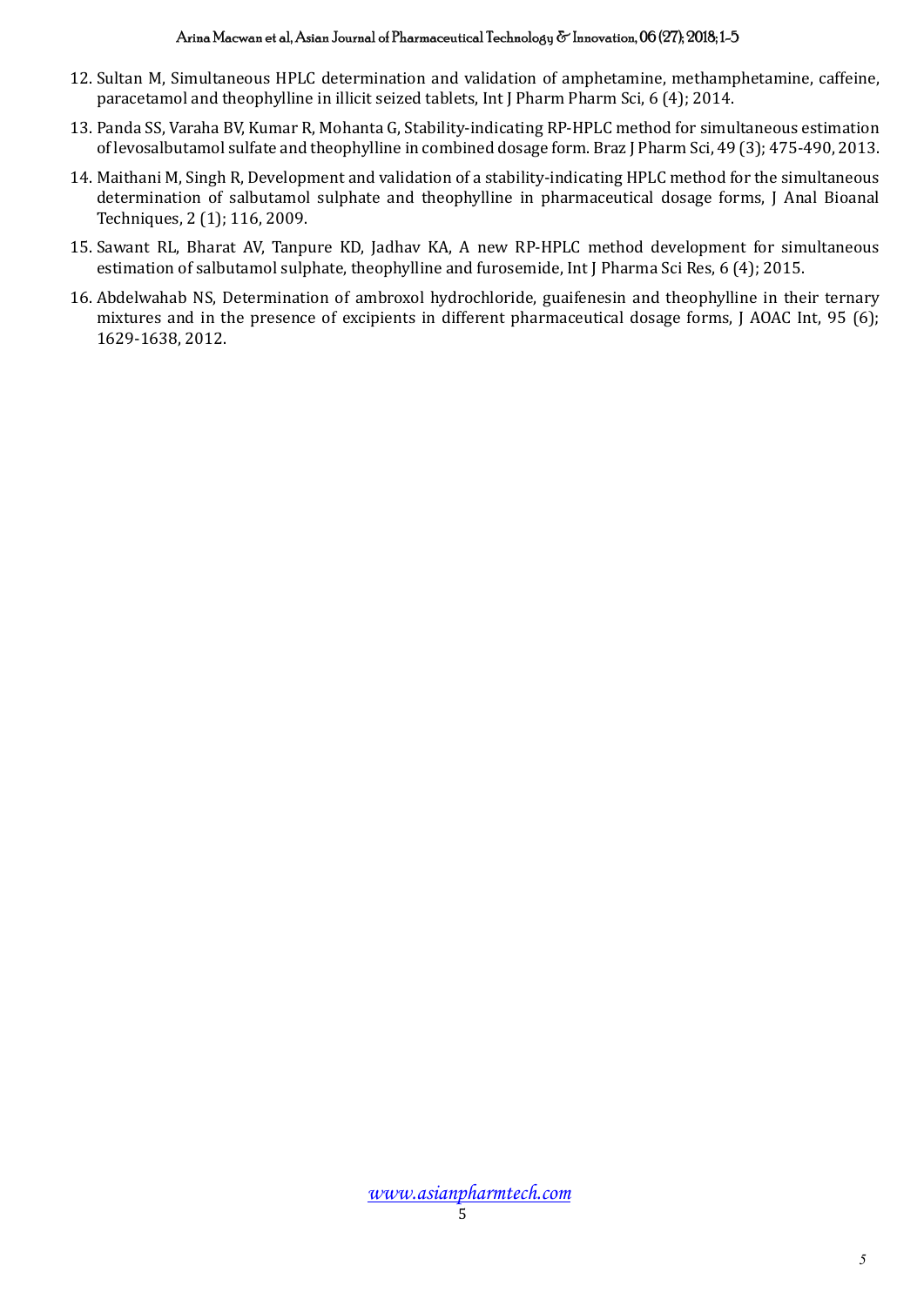12. Sultan M, Simultaneous HPLC determination and validation of amphetamine, methamphetamine, caffeine, paracetamol and theophylline in illicit seized tablets, Int J Pharm Pharm Sci, 6 (4); 2014.
13. Panda SS, Varaha BV, Kumar R, Mohanta G, Stability-indicating RP-HPLC method for simultaneous estimation of levosalbutamol sulfate and theophylline in combined dosage form. Braz J Pharm Sci, 49 (3); 475-490, 2013.
14. Maithani M, Singh R, Development and validation of a stability-indicating HPLC method for the simultaneous determination of salbutamol sulphate and theophylline in pharmaceutical dosage forms, J Anal Bioanal Techniques, 2 (1); 116, 2009.
15. Sawant RL, Bharat AV, Tanpure KD, Jadhav KA, A new RP-HPLC method development for simultaneous estimation of salbutamol sulphate, theophylline and furosemide, Int J Pharma Sci Res, 6 (4); 2015.
16. Abdelwahab NS, Determination of ambroxol hydrochloride, guaifenesin and theophylline in their ternary mixtures and in the presence of excipients in different pharmaceutical dosage forms, J AOAC Int, 95 (6); 1629-1638, 2012.